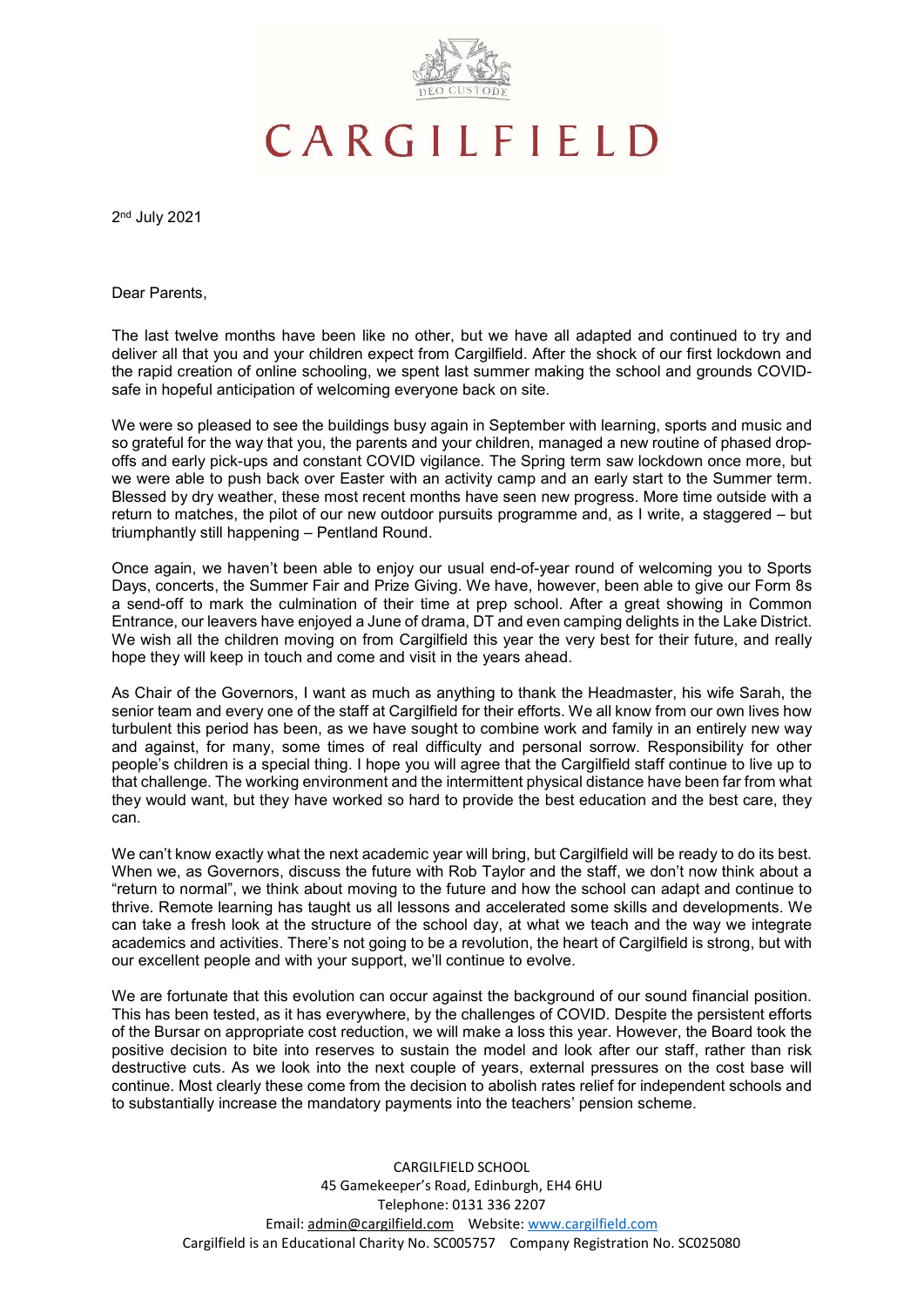# CARGILFIELD

2nd July 2021

Dear Parents,

The last twelve months have been like no other, but we have all adapted and continued to try and deliver all that you and your children expect from Cargilfield. After the shock of our first lockdown and the rapid creation of online schooling, we spent last summer making the school and grounds COVID-safe in hopeful anticipation of welcoming everyone back on site.

We were so pleased to see the buildings busy again in September with learning, sports and music and so grateful for the way that you, the parents and your children, managed a new routine of phased drop-offs and early pick-ups and constant COVID vigilance. The Spring term saw lockdown once more, but we were able to push back over Easter with an activity camp and an early start to the Summer term. Blessed by dry weather, these most recent months have seen new progress. More time outside with a return to matches, the pilot of our new outdoor pursuits programme and, as I write, a staggered – but triumphantly still happening – Pentland Round.

Once again, we haven't been able to enjoy our usual end-of-year round of welcoming you to Sports Days, concerts, the Summer Fair and Prize Giving. We have, however, been able to give our Form 8s a send-off to mark the culmination of their time at prep school. After a great showing in Common Entrance, our leavers have enjoyed a June of drama, DT and even camping delights in the Lake District. We wish all the children moving on from Cargilfield this year the very best for their future, and really hope they will keep in touch and come and visit in the years ahead.

As Chair of the Governors, I want as much as anything to thank the Headmaster, his wife Sarah, the senior team and every one of the staff at Cargilfield for their efforts. We all know from our own lives how turbulent this period has been, as we have sought to combine work and family in an entirely new way and against, for many, some times of real difficulty and personal sorrow. Responsibility for other people's children is a special thing. I hope you will agree that the Cargilfield staff continue to live up to that challenge. The working environment and the intermittent physical distance have been far from what they would want, but they have worked so hard to provide the best education and the best care, they can.

We can't know exactly what the next academic year will bring, but Cargilfield will be ready to do its best. When we, as Governors, discuss the future with Rob Taylor and the staff, we don't now think about a "return to normal", we think about moving to the future and how the school can adapt and continue to thrive. Remote learning has taught us all lessons and accelerated some skills and developments. We can take a fresh look at the structure of the school day, at what we teach and the way we integrate academics and activities. There's not going to be a revolution, the heart of Cargilfield is strong, but with our excellent people and with your support, we'll continue to evolve.

We are fortunate that this evolution can occur against the background of our sound financial position. This has been tested, as it has everywhere, by the challenges of COVID. Despite the persistent efforts of the Bursar on appropriate cost reduction, we will make a loss this year. However, the Board took the positive decision to bite into reserves to sustain the model and look after our staff, rather than risk destructive cuts. As we look into the next couple of years, external pressures on the cost base will continue. Most clearly these come from the decision to abolish rates relief for independent schools and to substantially increase the mandatory payments into the teachers' pension scheme.

CARGILFIELD SCHOOL
45 Gamekeeper's Road, Edinburgh, EH4 6HU
Telephone: 0131 336 2207
Email: admin@cargilfield.com Website: www.cargilfield.com
Cargilfield is an Educational Charity No. SC005757 Company Registration No. SC025080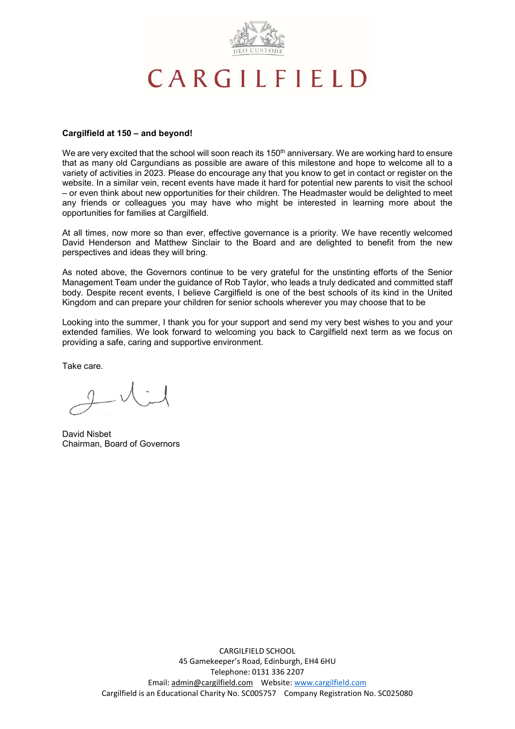CARGILFIELD

DEO CUSTODE

**Cargilfield at 150 – and beyond!**

We are very excited that the school will soon reach its 150th anniversary. We are working hard to ensure that as many old Cargundians as possible are aware of this milestone and hope to welcome all to a variety of activities in 2023. Please do encourage any that you know to get in contact or register on the website. In a similar vein, recent events have made it hard for potential new parents to visit the school – or even think about new opportunities for their children. The Headmaster would be delighted to meet any friends or colleagues you may have who might be interested in learning more about the opportunities for families at Cargilfield.

At all times, now more so than ever, effective governance is a priority. We have recently welcomed David Henderson and Matthew Sinclair to the Board and are delighted to benefit from the new perspectives and ideas they will bring.

As noted above, the Governors continue to be very grateful for the unstinting efforts of the Senior Management Team under the guidance of Rob Taylor, who leads a truly dedicated and committed staff body. Despite recent events, I believe Cargilfield is one of the best schools of its kind in the United Kingdom and can prepare your children for senior schools wherever you may choose that to be

Looking into the summer, I thank you for your support and send my very best wishes to you and your extended families. We look forward to welcoming you back to Cargilfield next term as we focus on providing a safe, caring and supportive environment.

Take care.

David Nisbet
Chairman, Board of Governors

CARGILFIELD SCHOOL
45 Gamekeeper's Road, Edinburgh, EH4 6HU
Telephone: 0131 336 2207
Email: admin@cargilfield.com Website: www.cargilfield.com
Cargilfield is an Educational Charity No. SC005757 Company Registration No. SC025080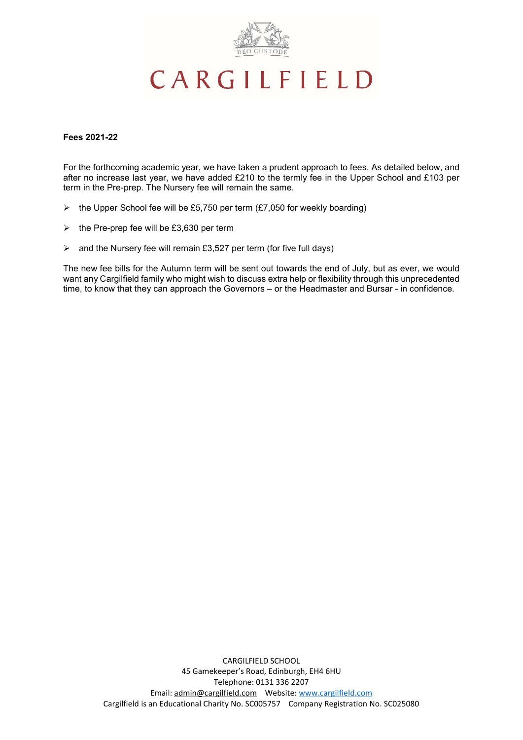# CARGILFIELD

**Fees 2021-22**

For the forthcoming academic year, we have taken a prudent approach to fees. As detailed below, and after no increase last year, we have added £210 to the termly fee in the Upper School and £103 per term in the Pre-prep. The Nursery fee will remain the same.

- the Upper School fee will be £5,750 per term (£7,050 for weekly boarding)
- the Pre-prep fee will be £3,630 per term
- and the Nursery fee will remain £3,527 per term (for five full days)

The new fee bills for the Autumn term will be sent out towards the end of July, but as ever, we would want any Cargilfield family who might wish to discuss extra help or flexibility through this unprecedented time, to know that they can approach the Governors – or the Headmaster and Bursar - in confidence.

CARGILFIELD SCHOOL
45 Gamekeeper's Road, Edinburgh, EH4 6HU
Telephone: 0131 336 2207
Email: admin@cargilfield.com Website: www.cargilfield.com
Cargilfield is an Educational Charity No. SC005757 Company Registration No. SC025080